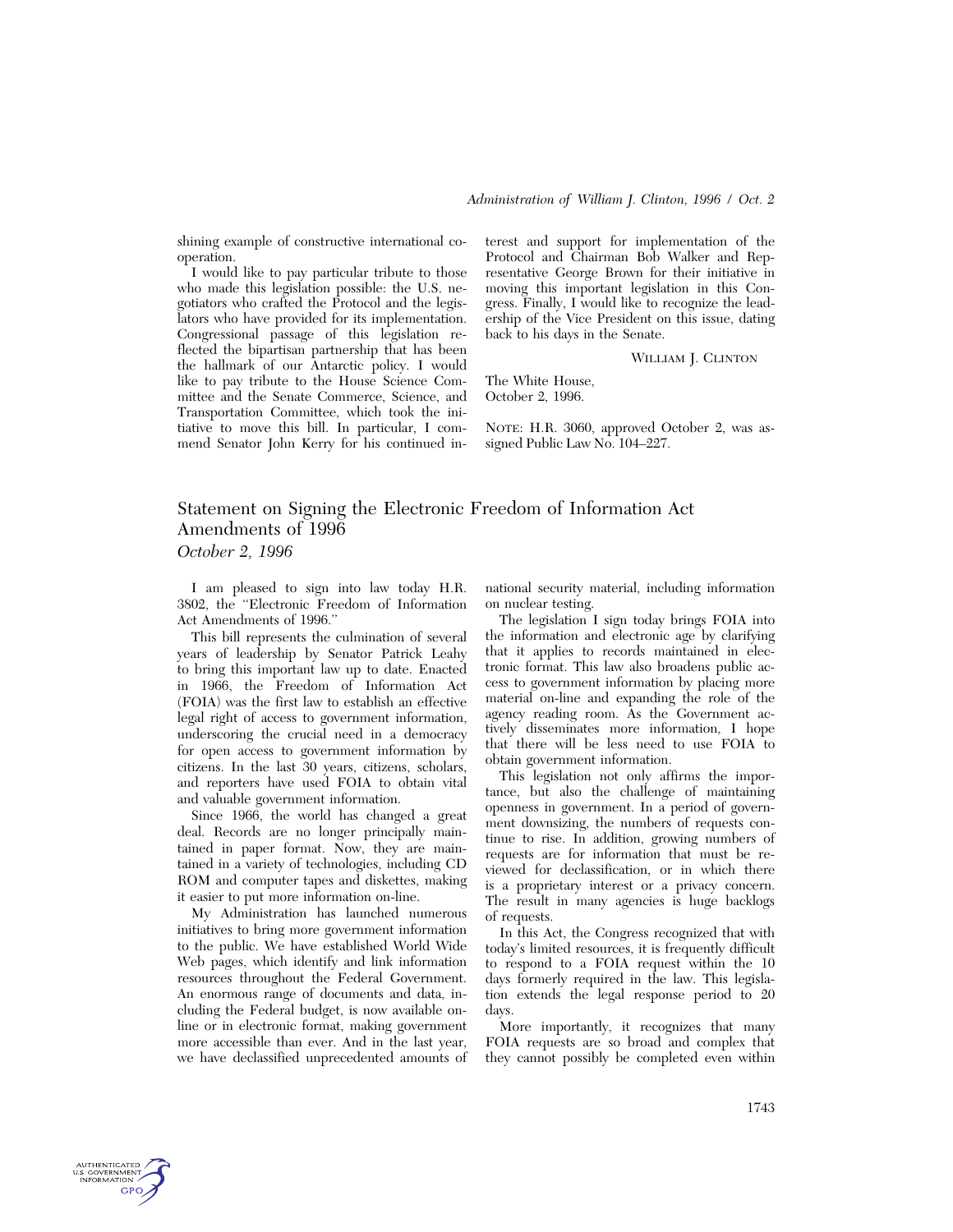shining example of constructive international cooperation.

I would like to pay particular tribute to those who made this legislation possible: the U.S. negotiators who crafted the Protocol and the legislators who have provided for its implementation. Congressional passage of this legislation reflected the bipartisan partnership that has been the hallmark of our Antarctic policy. I would like to pay tribute to the House Science Committee and the Senate Commerce, Science, and Transportation Committee, which took the initiative to move this bill. In particular, I commend Senator John Kerry for his continued interest and support for implementation of the Protocol and Chairman Bob Walker and Representative George Brown for their initiative in moving this important legislation in this Congress. Finally, I would like to recognize the leadership of the Vice President on this issue, dating back to his days in the Senate.

WILLIAM J. CLINTON

The White House,
October 2, 1996.

NOTE: H.R. 3060, approved October 2, was assigned Public Law No. 104–227.

## Statement on Signing the Electronic Freedom of Information Act Amendments of 1996

*October 2, 1996*

I am pleased to sign into law today H.R. 3802, the "Electronic Freedom of Information Act Amendments of 1996."

This bill represents the culmination of several years of leadership by Senator Patrick Leahy to bring this important law up to date. Enacted in 1966, the Freedom of Information Act (FOIA) was the first law to establish an effective legal right of access to government information, underscoring the crucial need in a democracy for open access to government information by citizens. In the last 30 years, citizens, scholars, and reporters have used FOIA to obtain vital and valuable government information.

Since 1966, the world has changed a great deal. Records are no longer principally maintained in paper format. Now, they are maintained in a variety of technologies, including CD ROM and computer tapes and diskettes, making it easier to put more information on-line.

My Administration has launched numerous initiatives to bring more government information to the public. We have established World Wide Web pages, which identify and link information resources throughout the Federal Government. An enormous range of documents and data, including the Federal budget, is now available online or in electronic format, making government more accessible than ever. And in the last year, we have declassified unprecedented amounts of national security material, including information on nuclear testing.

The legislation I sign today brings FOIA into the information and electronic age by clarifying that it applies to records maintained in electronic format. This law also broadens public access to government information by placing more material on-line and expanding the role of the agency reading room. As the Government actively disseminates more information, I hope that there will be less need to use FOIA to obtain government information.

This legislation not only affirms the importance, but also the challenge of maintaining openness in government. In a period of government downsizing, the numbers of requests continue to rise. In addition, growing numbers of requests are for information that must be reviewed for declassification, or in which there is a proprietary interest or a privacy concern. The result in many agencies is huge backlogs of requests.

In this Act, the Congress recognized that with today's limited resources, it is frequently difficult to respond to a FOIA request within the 10 days formerly required in the law. This legislation extends the legal response period to 20 days.

More importantly, it recognizes that many FOIA requests are so broad and complex that they cannot possibly be completed even within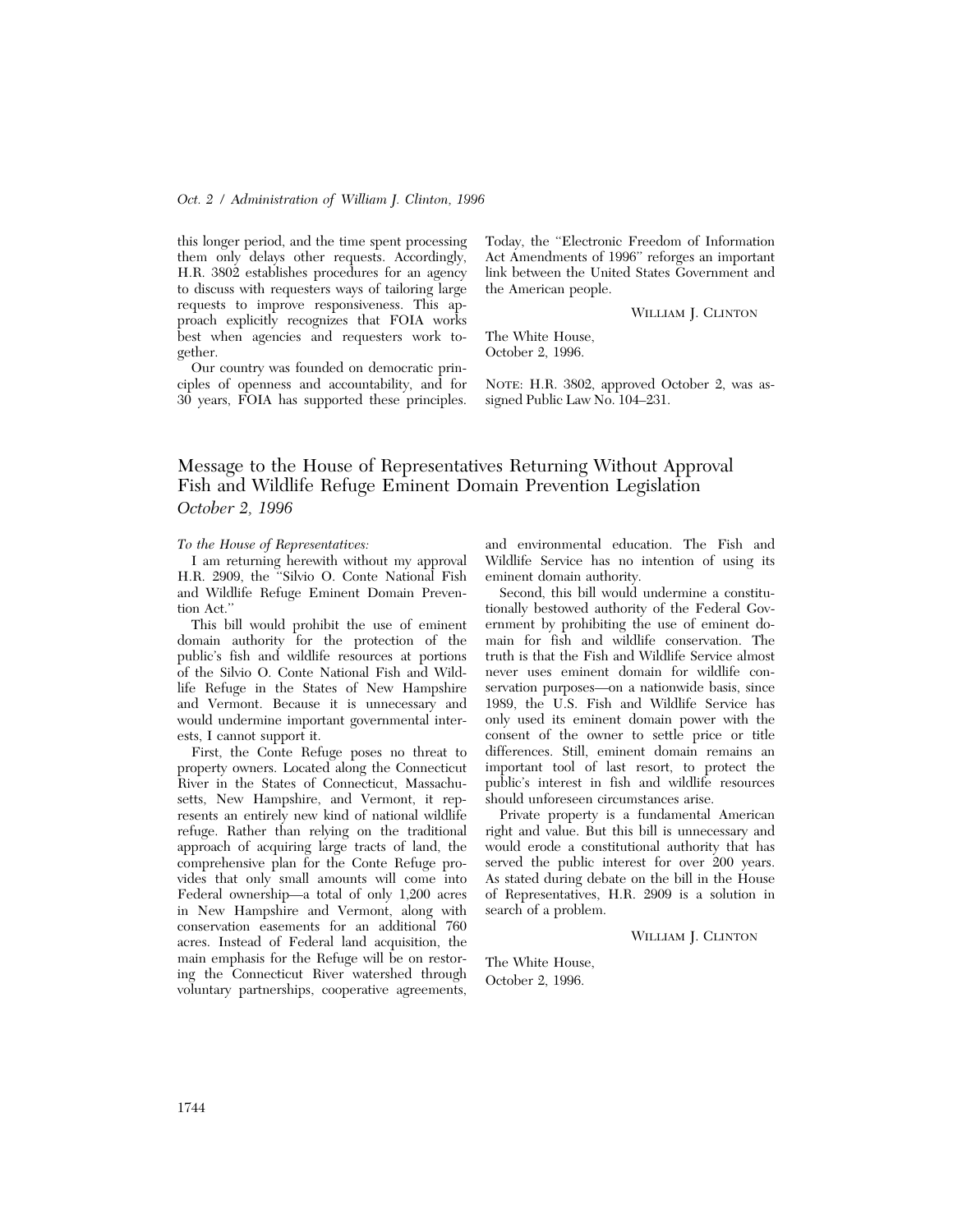this longer period, and the time spent processing them only delays other requests. Accordingly, H.R. 3802 establishes procedures for an agency to discuss with requesters ways of tailoring large requests to improve responsiveness. This approach explicitly recognizes that FOIA works best when agencies and requesters work together.

Our country was founded on democratic principles of openness and accountability, and for 30 years, FOIA has supported these principles. Today, the "Electronic Freedom of Information Act Amendments of 1996" reforges an important link between the United States Government and the American people.

WILLIAM J. CLINTON

The White House,
October 2, 1996.

NOTE: H.R. 3802, approved October 2, was assigned Public Law No. 104–231.

## Message to the House of Representatives Returning Without Approval Fish and Wildlife Refuge Eminent Domain Prevention Legislation

*October 2, 1996*

*To the House of Representatives:*

I am returning herewith without my approval H.R. 2909, the "Silvio O. Conte National Fish and Wildlife Refuge Eminent Domain Prevention Act."

This bill would prohibit the use of eminent domain authority for the protection of the public's fish and wildlife resources at portions of the Silvio O. Conte National Fish and Wildlife Refuge in the States of New Hampshire and Vermont. Because it is unnecessary and would undermine important governmental interests, I cannot support it.

First, the Conte Refuge poses no threat to property owners. Located along the Connecticut River in the States of Connecticut, Massachusetts, New Hampshire, and Vermont, it represents an entirely new kind of national wildlife refuge. Rather than relying on the traditional approach of acquiring large tracts of land, the comprehensive plan for the Conte Refuge provides that only small amounts will come into Federal ownership—a total of only 1,200 acres in New Hampshire and Vermont, along with conservation easements for an additional 760 acres. Instead of Federal land acquisition, the main emphasis for the Refuge will be on restoring the Connecticut River watershed through voluntary partnerships, cooperative agreements, and environmental education. The Fish and Wildlife Service has no intention of using its eminent domain authority.

Second, this bill would undermine a constitutionally bestowed authority of the Federal Government by prohibiting the use of eminent domain for fish and wildlife conservation. The truth is that the Fish and Wildlife Service almost never uses eminent domain for wildlife conservation purposes—on a nationwide basis, since 1989, the U.S. Fish and Wildlife Service has only used its eminent domain power with the consent of the owner to settle price or title differences. Still, eminent domain remains an important tool of last resort, to protect the public's interest in fish and wildlife resources should unforeseen circumstances arise.

Private property is a fundamental American right and value. But this bill is unnecessary and would erode a constitutional authority that has served the public interest for over 200 years. As stated during debate on the bill in the House of Representatives, H.R. 2909 is a solution in search of a problem.

WILLIAM J. CLINTON

The White House,
October 2, 1996.